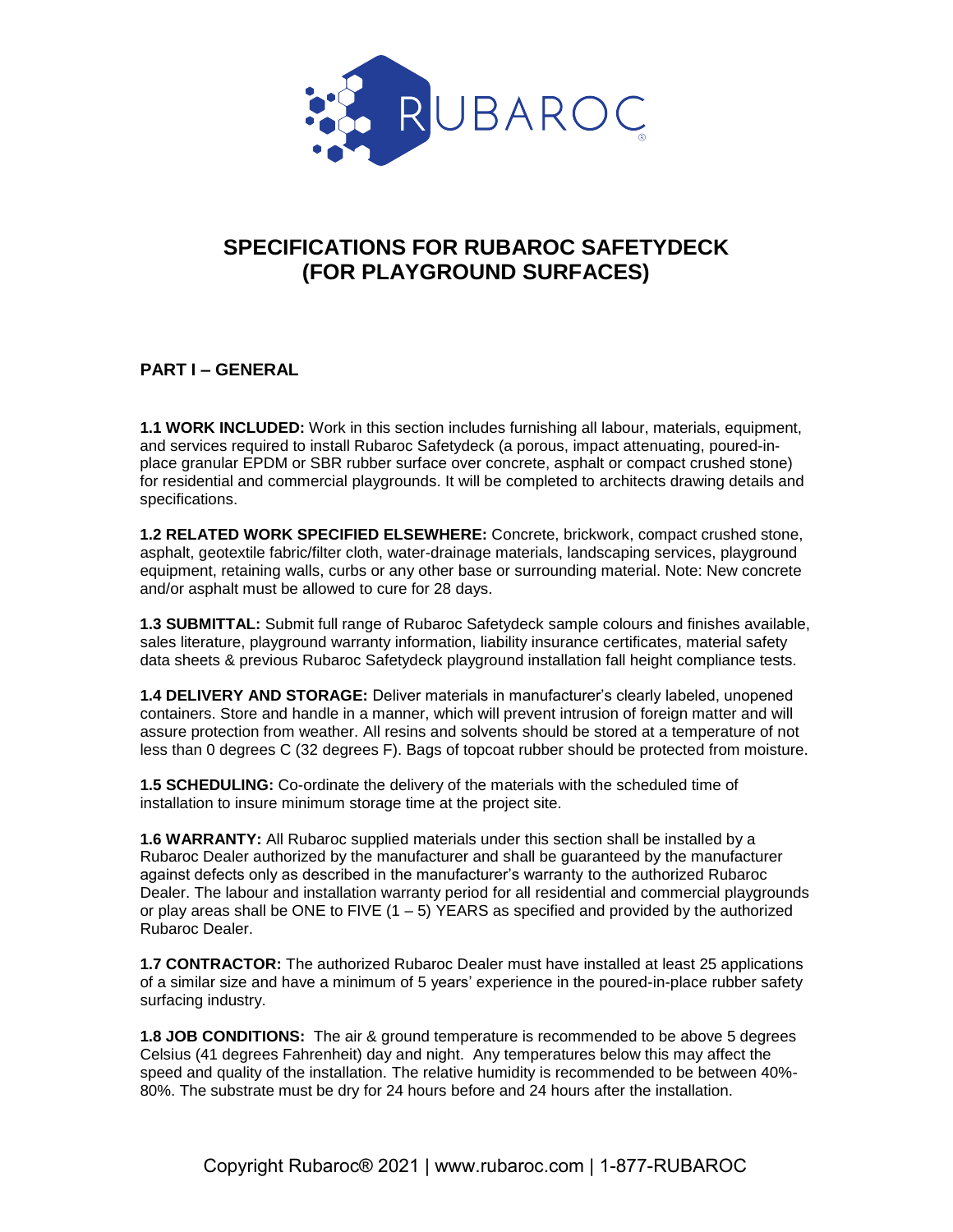# SPECIFICATIONS FOR RUBAROC SAFETYDECK (FOR PLAYGROUND SURFACES)

## PART I – GENERAL

**1.1 WORK INCLUDED:** Work in this section includes furnishing all labour, materials, equipment, and services required to install Rubaroc Safetydeck (a porous, impact attenuating, poured-in-place granular EPDM or SBR rubber surface over concrete, asphalt or compact crushed stone) for residential and commercial playgrounds. It will be completed to architects drawing details and specifications.

**1.2 RELATED WORK SPECIFIED ELSEWHERE:** Concrete, brickwork, compact crushed stone, asphalt, geotextile fabric/filter cloth, water-drainage materials, landscaping services, playground equipment, retaining walls, curbs or any other base or surrounding material. Note: New concrete and/or asphalt must be allowed to cure for 28 days.

**1.3 SUBMITTAL:** Submit full range of Rubaroc Safetydeck sample colours and finishes available, sales literature, playground warranty information, liability insurance certificates, material safety data sheets & previous Rubaroc Safetydeck playground installation fall height compliance tests.

**1.4 DELIVERY AND STORAGE:** Deliver materials in manufacturer's clearly labeled, unopened containers. Store and handle in a manner, which will prevent intrusion of foreign matter and will assure protection from weather. All resins and solvents should be stored at a temperature of not less than 0 degrees C (32 degrees F). Bags of topcoat rubber should be protected from moisture.

**1.5 SCHEDULING:** Co-ordinate the delivery of the materials with the scheduled time of installation to insure minimum storage time at the project site.

**1.6 WARRANTY:** All Rubaroc supplied materials under this section shall be installed by a Rubaroc Dealer authorized by the manufacturer and shall be guaranteed by the manufacturer against defects only as described in the manufacturer's warranty to the authorized Rubaroc Dealer. The labour and installation warranty period for all residential and commercial playgrounds or play areas shall be ONE to FIVE (1 – 5) YEARS as specified and provided by the authorized Rubaroc Dealer.

**1.7 CONTRACTOR:** The authorized Rubaroc Dealer must have installed at least 25 applications of a similar size and have a minimum of 5 years' experience in the poured-in-place rubber safety surfacing industry.

**1.8 JOB CONDITIONS:** The air & ground temperature is recommended to be above 5 degrees Celsius (41 degrees Fahrenheit) day and night. Any temperatures below this may affect the speed and quality of the installation. The relative humidity is recommended to be between 40%-80%. The substrate must be dry for 24 hours before and 24 hours after the installation.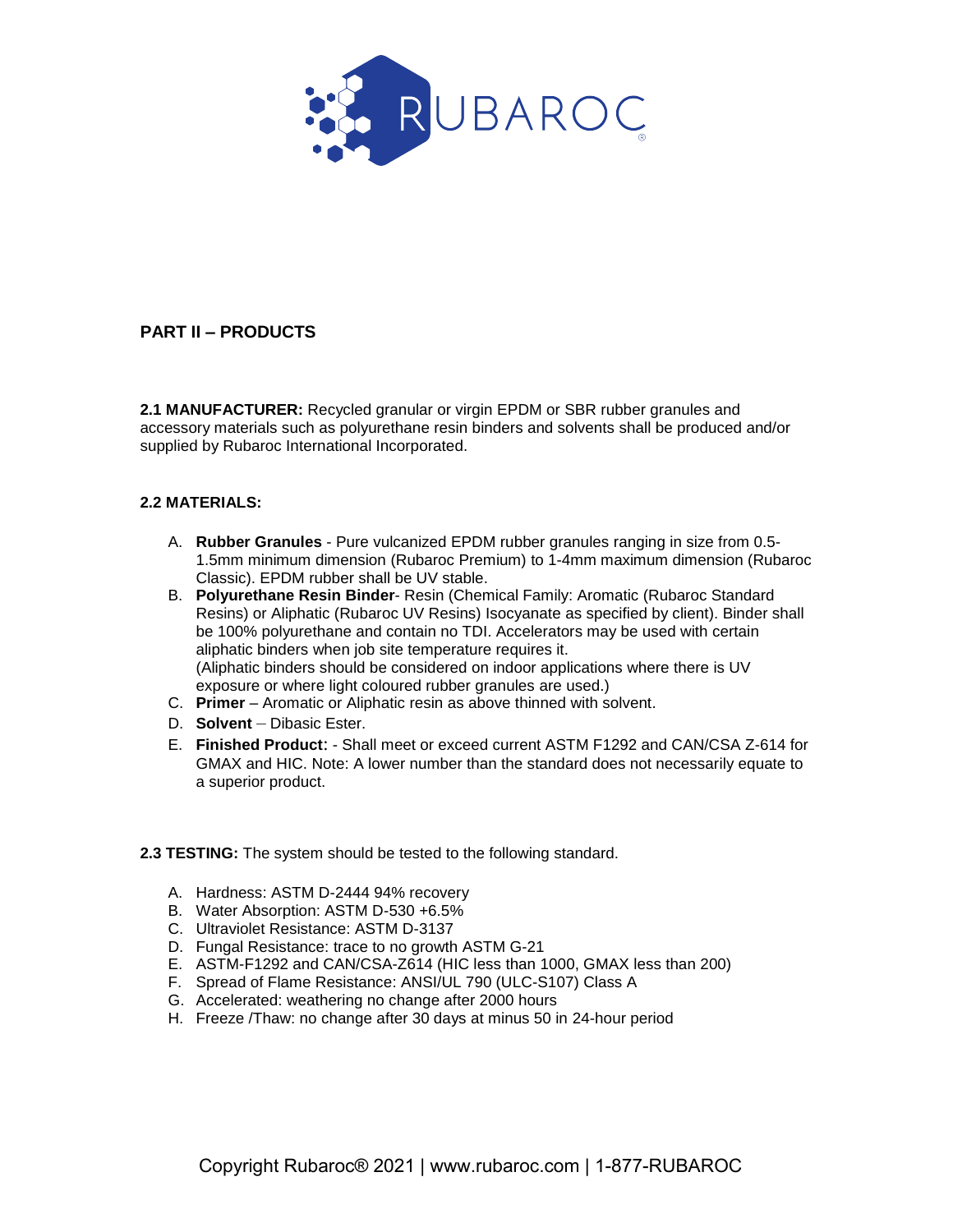## PART II – PRODUCTS

**2.1 MANUFACTURER:** Recycled granular or virgin EPDM or SBR rubber granules and accessory materials such as polyurethane resin binders and solvents shall be produced and/or supplied by Rubaroc International Incorporated.

**2.2 MATERIALS:**

A. **Rubber Granules** - Pure vulcanized EPDM rubber granules ranging in size from 0.5-1.5mm minimum dimension (Rubaroc Premium) to 1-4mm maximum dimension (Rubaroc Classic). EPDM rubber shall be UV stable.
B. **Polyurethane Resin Binder**- Resin (Chemical Family: Aromatic (Rubaroc Standard Resins) or Aliphatic (Rubaroc UV Resins) Isocyanate as specified by client). Binder shall be 100% polyurethane and contain no TDI. Accelerators may be used with certain aliphatic binders when job site temperature requires it.
(Aliphatic binders should be considered on indoor applications where there is UV exposure or where light coloured rubber granules are used.)
C. **Primer** – Aromatic or Aliphatic resin as above thinned with solvent.
D. **Solvent** – Dibasic Ester.
E. **Finished Product:** - Shall meet or exceed current ASTM F1292 and CAN/CSA Z-614 for GMAX and HIC. Note: A lower number than the standard does not necessarily equate to a superior product.

**2.3 TESTING:** The system should be tested to the following standard.

A. Hardness: ASTM D-2444 94% recovery
B. Water Absorption: ASTM D-530 +6.5%
C. Ultraviolet Resistance: ASTM D-3137
D. Fungal Resistance: trace to no growth ASTM G-21
E. ASTM-F1292 and CAN/CSA-Z614 (HIC less than 1000, GMAX less than 200)
F. Spread of Flame Resistance: ANSI/UL 790 (ULC-S107) Class A
G. Accelerated: weathering no change after 2000 hours
H. Freeze /Thaw: no change after 30 days at minus 50 in 24-hour period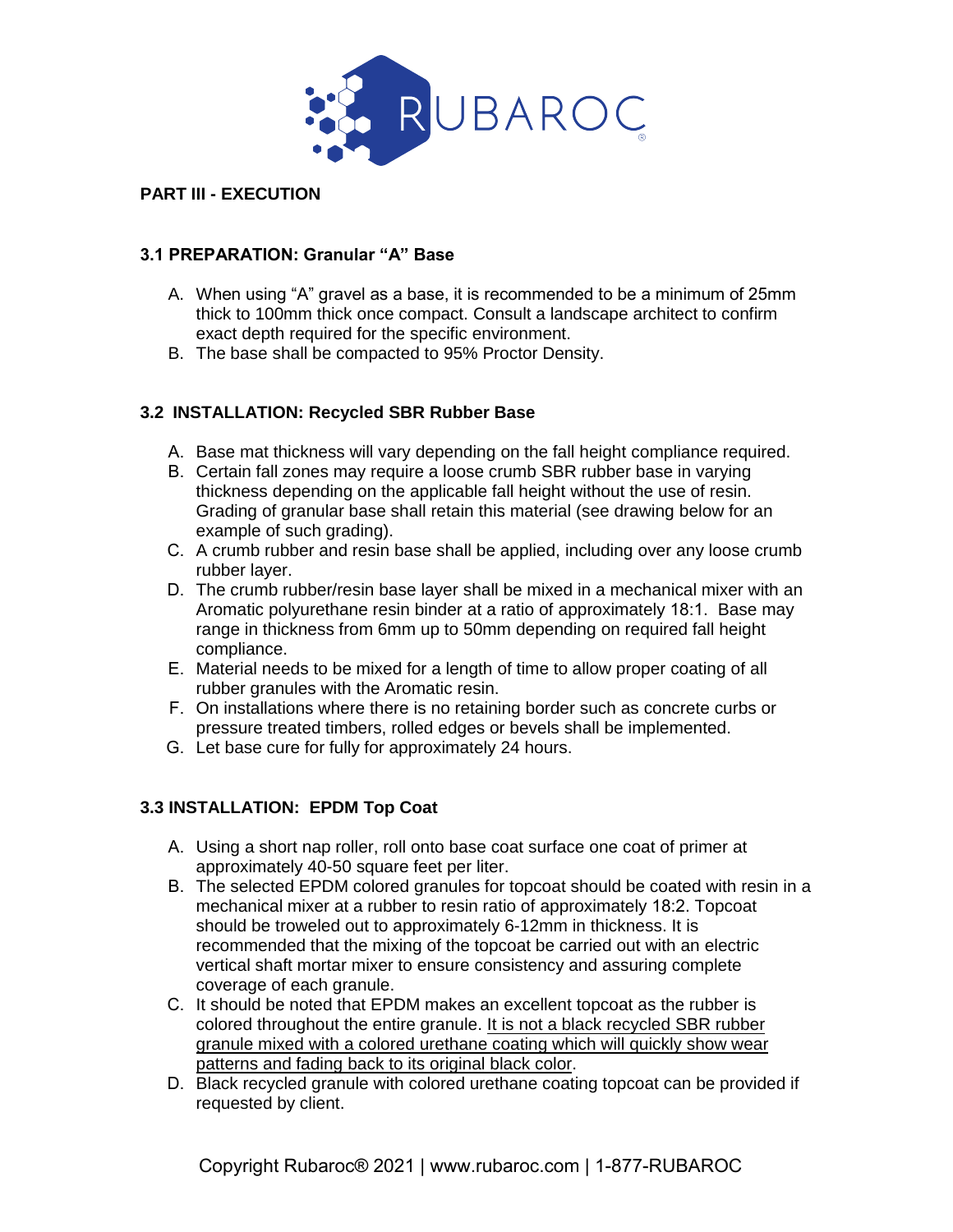## PART III - EXECUTION

### 3.1 PREPARATION: Granular "A" Base

A. When using "A" gravel as a base, it is recommended to be a minimum of 25mm thick to 100mm thick once compact. Consult a landscape architect to confirm exact depth required for the specific environment.
B. The base shall be compacted to 95% Proctor Density.

### 3.2 INSTALLATION: Recycled SBR Rubber Base

A. Base mat thickness will vary depending on the fall height compliance required.
B. Certain fall zones may require a loose crumb SBR rubber base in varying thickness depending on the applicable fall height without the use of resin. Grading of granular base shall retain this material (see drawing below for an example of such grading).
C. A crumb rubber and resin base shall be applied, including over any loose crumb rubber layer.
D. The crumb rubber/resin base layer shall be mixed in a mechanical mixer with an Aromatic polyurethane resin binder at a ratio of approximately 18:1. Base may range in thickness from 6mm up to 50mm depending on required fall height compliance.
E. Material needs to be mixed for a length of time to allow proper coating of all rubber granules with the Aromatic resin.
F. On installations where there is no retaining border such as concrete curbs or pressure treated timbers, rolled edges or bevels shall be implemented.
G. Let base cure for fully for approximately 24 hours.

### 3.3 INSTALLATION: EPDM Top Coat

A. Using a short nap roller, roll onto base coat surface one coat of primer at approximately 40-50 square feet per liter.
B. The selected EPDM colored granules for topcoat should be coated with resin in a mechanical mixer at a rubber to resin ratio of approximately 18:2. Topcoat should be troweled out to approximately 6-12mm in thickness. It is recommended that the mixing of the topcoat be carried out with an electric vertical shaft mortar mixer to ensure consistency and assuring complete coverage of each granule.
C. It should be noted that EPDM makes an excellent topcoat as the rubber is colored throughout the entire granule. <u>It is not a black recycled SBR rubber granule mixed with a colored urethane coating which will quickly show wear patterns and fading back to its original black color</u>.
D. Black recycled granule with colored urethane coating topcoat can be provided if requested by client.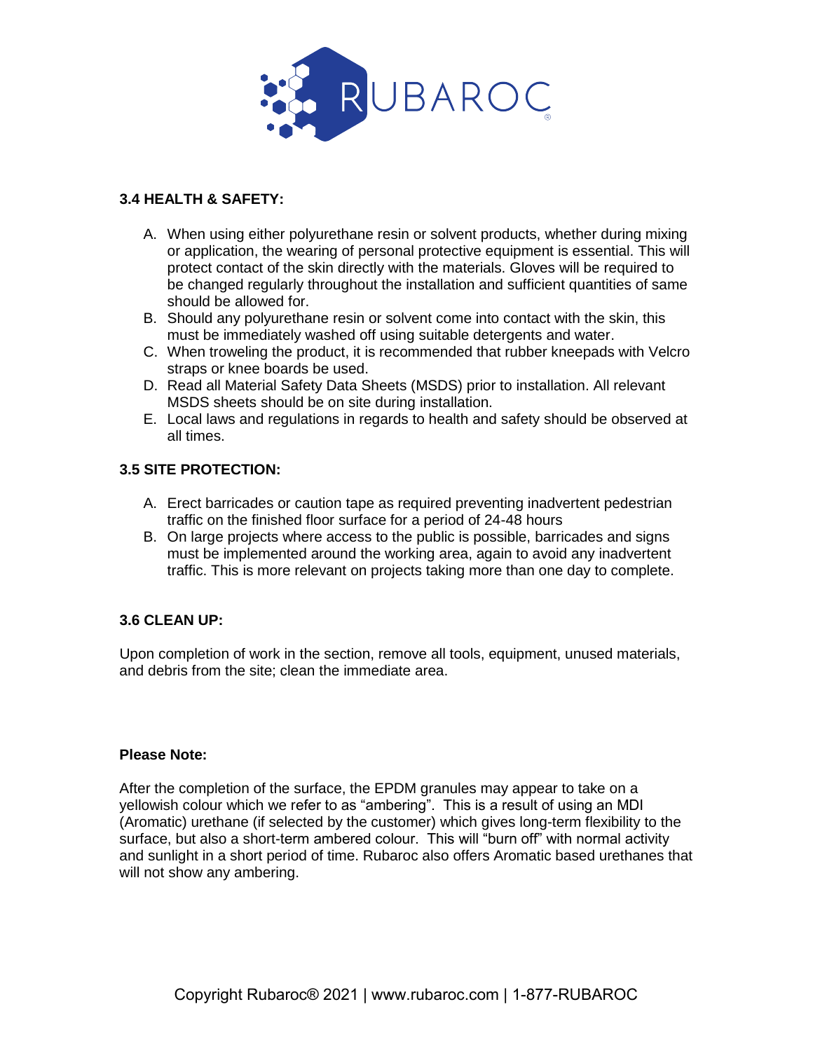### 3.4 HEALTH & SAFETY:

A. When using either polyurethane resin or solvent products, whether during mixing or application, the wearing of personal protective equipment is essential. This will protect contact of the skin directly with the materials. Gloves will be required to be changed regularly throughout the installation and sufficient quantities of same should be allowed for.
B. Should any polyurethane resin or solvent come into contact with the skin, this must be immediately washed off using suitable detergents and water.
C. When troweling the product, it is recommended that rubber kneepads with Velcro straps or knee boards be used.
D. Read all Material Safety Data Sheets (MSDS) prior to installation. All relevant MSDS sheets should be on site during installation.
E. Local laws and regulations in regards to health and safety should be observed at all times.

### 3.5 SITE PROTECTION:

A. Erect barricades or caution tape as required preventing inadvertent pedestrian traffic on the finished floor surface for a period of 24-48 hours
B. On large projects where access to the public is possible, barricades and signs must be implemented around the working area, again to avoid any inadvertent traffic. This is more relevant on projects taking more than one day to complete.

### 3.6 CLEAN UP:

Upon completion of work in the section, remove all tools, equipment, unused materials, and debris from the site; clean the immediate area.

**Please Note:**

After the completion of the surface, the EPDM granules may appear to take on a yellowish colour which we refer to as "ambering". This is a result of using an MDI (Aromatic) urethane (if selected by the customer) which gives long-term flexibility to the surface, but also a short-term ambered colour. This will "burn off" with normal activity and sunlight in a short period of time. Rubaroc also offers Aromatic based urethanes that will not show any ambering.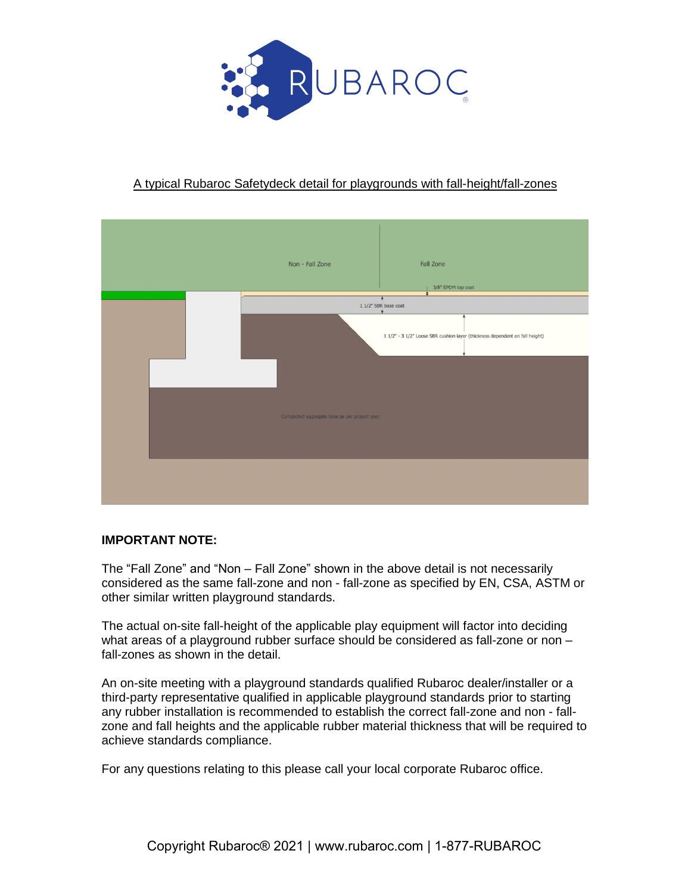RUBAROC®

A typical Rubaroc Safetydeck detail for playgrounds with fall-height/fall-zones

Non - Fall Zone

Fall Zone

3/8" EPDM top coat

1 1/2" SBR base coat

1 1/2" - 3 1/2" Loose SBR cushion layer (thickness dependent on fall height)

Compacted aggregate base as per project spec

**IMPORTANT NOTE:**

The "Fall Zone" and "Non – Fall Zone" shown in the above detail is not necessarily considered as the same fall-zone and non - fall-zone as specified by EN, CSA, ASTM or other similar written playground standards.

The actual on-site fall-height of the applicable play equipment will factor into deciding what areas of a playground rubber surface should be considered as fall-zone or non – fall-zones as shown in the detail.

An on-site meeting with a playground standards qualified Rubaroc dealer/installer or a third-party representative qualified in applicable playground standards prior to starting any rubber installation is recommended to establish the correct fall-zone and non - fall-zone and fall heights and the applicable rubber material thickness that will be required to achieve standards compliance.

For any questions relating to this please call your local corporate Rubaroc office.

Copyright Rubaroc® 2021 | www.rubaroc.com | 1-877-RUBAROC